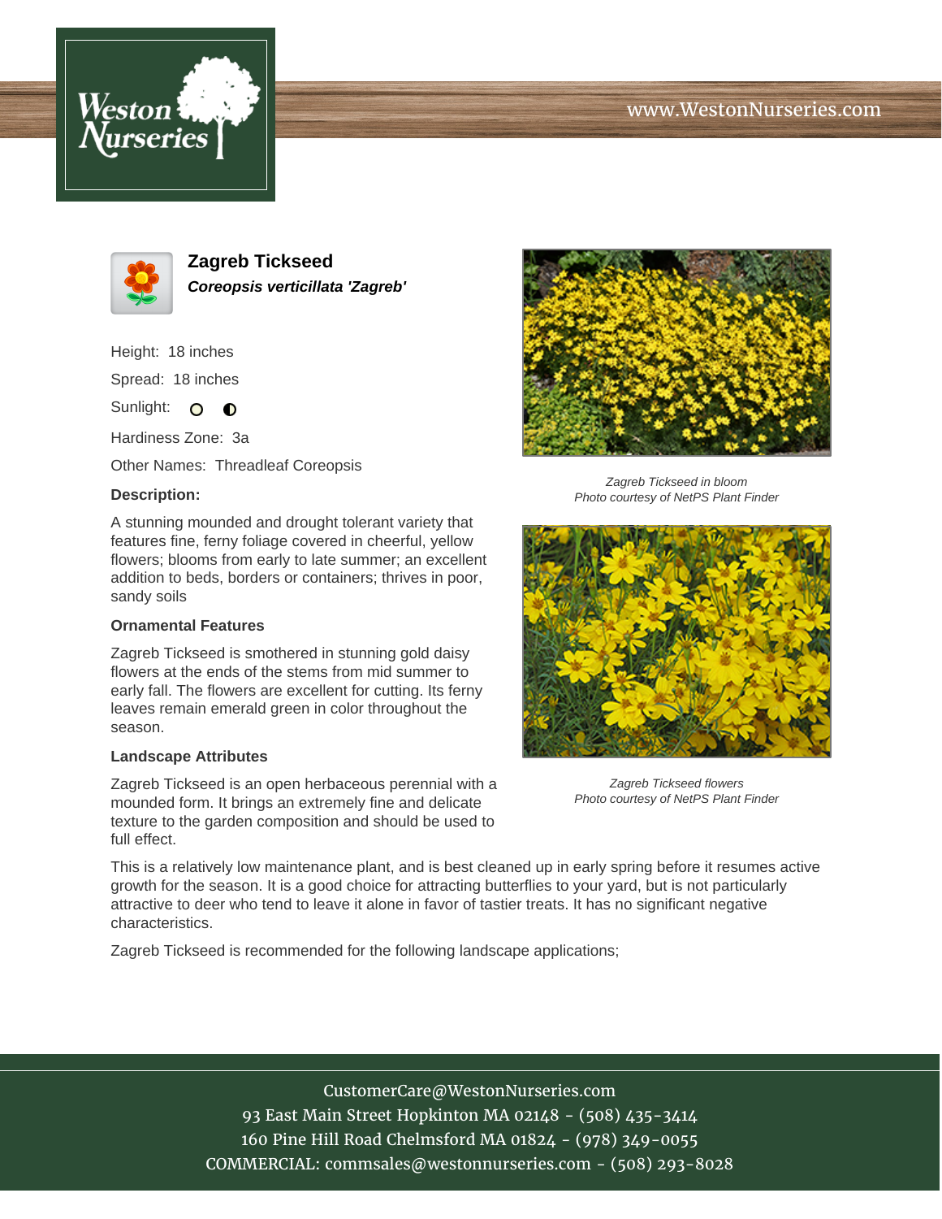# Zagreb Tickseed

***Coreopsis verticillata 'Zagreb'***

Height: 18 inches

Spread: 18 inches

Sunlight: ○ ◐

Hardiness Zone: 3a

Other Names: Threadleaf Coreopsis

**Description:**

A stunning mounded and drought tolerant variety that features fine, ferny foliage covered in cheerful, yellow flowers; blooms from early to late summer; an excellent addition to beds, borders or containers; thrives in poor, sandy soils

*Zagreb Tickseed in bloom*
*Photo courtesy of NetPS Plant Finder*

### Ornamental Features

Zagreb Tickseed is smothered in stunning gold daisy flowers at the ends of the stems from mid summer to early fall. The flowers are excellent for cutting. Its ferny leaves remain emerald green in color throughout the season.

*Zagreb Tickseed flowers*
*Photo courtesy of NetPS Plant Finder*

### Landscape Attributes

Zagreb Tickseed is an open herbaceous perennial with a mounded form. It brings an extremely fine and delicate texture to the garden composition and should be used to full effect.

This is a relatively low maintenance plant, and is best cleaned up in early spring before it resumes active growth for the season. It is a good choice for attracting butterflies to your yard, but is not particularly attractive to deer who tend to leave it alone in favor of tastier treats. It has no significant negative characteristics.

Zagreb Tickseed is recommended for the following landscape applications;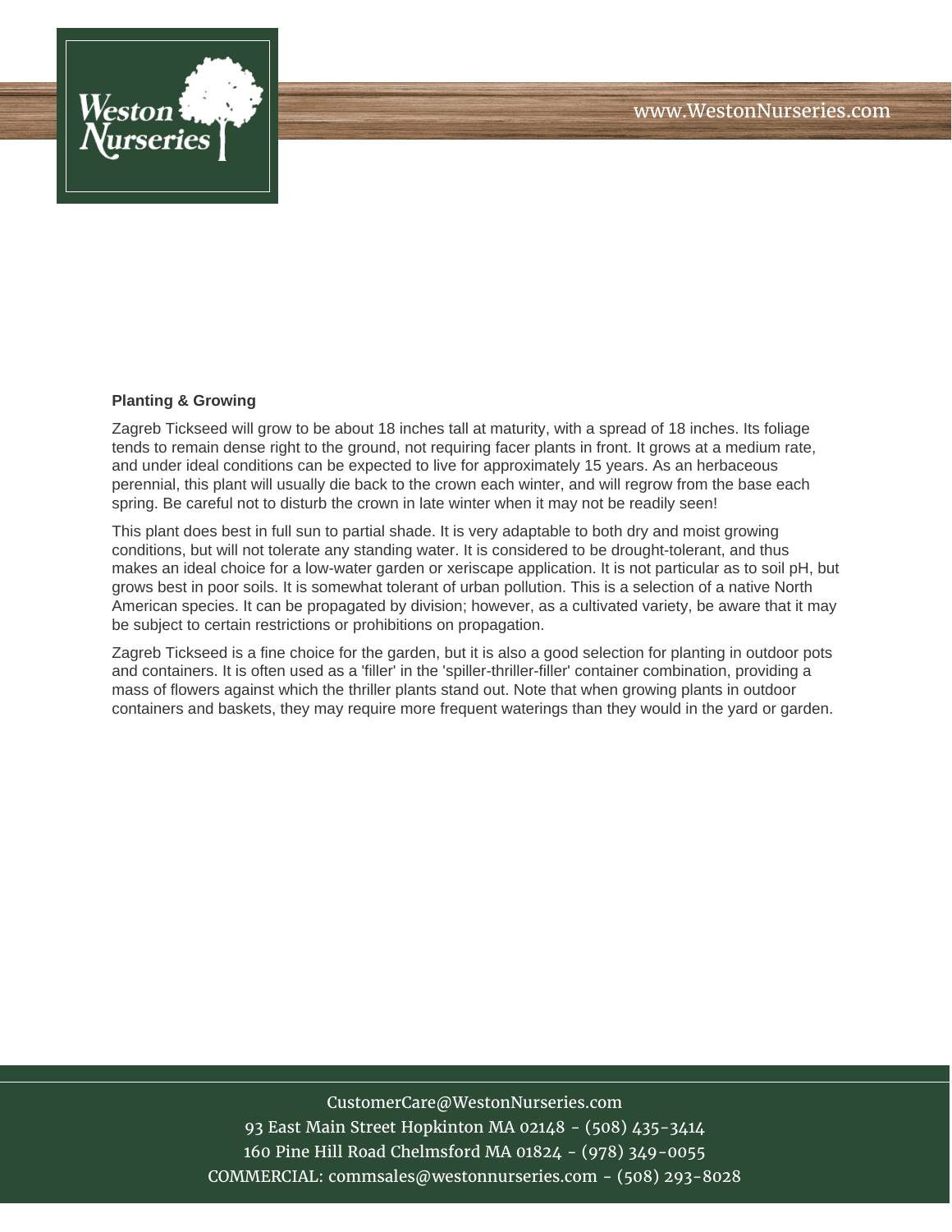### Planting & Growing

Zagreb Tickseed will grow to be about 18 inches tall at maturity, with a spread of 18 inches. Its foliage tends to remain dense right to the ground, not requiring facer plants in front. It grows at a medium rate, and under ideal conditions can be expected to live for approximately 15 years. As an herbaceous perennial, this plant will usually die back to the crown each winter, and will regrow from the base each spring. Be careful not to disturb the crown in late winter when it may not be readily seen!

This plant does best in full sun to partial shade. It is very adaptable to both dry and moist growing conditions, but will not tolerate any standing water. It is considered to be drought-tolerant, and thus makes an ideal choice for a low-water garden or xeriscape application. It is not particular as to soil pH, but grows best in poor soils. It is somewhat tolerant of urban pollution. This is a selection of a native North American species. It can be propagated by division; however, as a cultivated variety, be aware that it may be subject to certain restrictions or prohibitions on propagation.

Zagreb Tickseed is a fine choice for the garden, but it is also a good selection for planting in outdoor pots and containers. It is often used as a 'filler' in the 'spiller-thriller-filler' container combination, providing a mass of flowers against which the thriller plants stand out. Note that when growing plants in outdoor containers and baskets, they may require more frequent waterings than they would in the yard or garden.